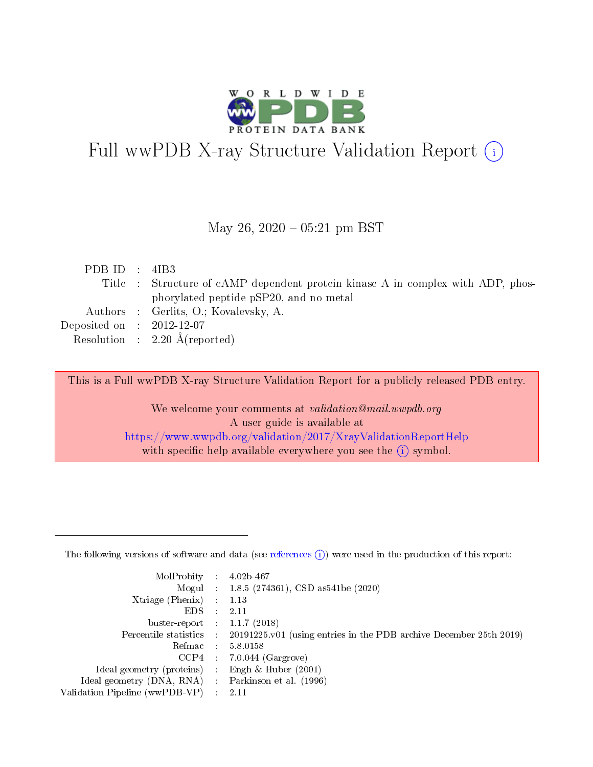# Full wwPDB X-ray Structure Validation Report (i)

May 26, 2020 – 05:21 pm BST

| | | |
|---|---|---|
| PDB ID | : | 4IB3 |
| Title | : | Structure of cAMP dependent protein kinase A in complex with ADP, phosphorylated peptide pSP20, and no metal |
| Authors | : | Gerlits, O.; Kovalevsky, A. |
| Deposited on | : | 2012-12-07 |
| Resolution | : | 2.20 Å(reported) |

This is a Full wwPDB X-ray Structure Validation Report for a publicly released PDB entry.

We welcome your comments at *validation@mail.wwpdb.org*
A user guide is available at
https://www.wwpdb.org/validation/2017/XrayValidationReportHelp
with specific help available everywhere you see the (i) symbol.

---

The following versions of software and data (see references (i)) were used in the production of this report:

| | | |
|---|---|---|
| MolProbity | : | 4.02b-467 |
| Mogul | : | 1.8.5 (274361), CSD as541be (2020) |
| Xtriage (Phenix) | : | 1.13 |
| EDS | : | 2.11 |
| buster-report | : | 1.1.7 (2018) |
| Percentile statistics | : | 20191225.v01 (using entries in the PDB archive December 25th 2019) |
| Refmac | : | 5.8.0158 |
| CCP4 | : | 7.0.044 (Gargrove) |
| Ideal geometry (proteins) | : | Engh & Huber (2001) |
| Ideal geometry (DNA, RNA) | : | Parkinson et al. (1996) |
| Validation Pipeline (wwPDB-VP) | : | 2.11 |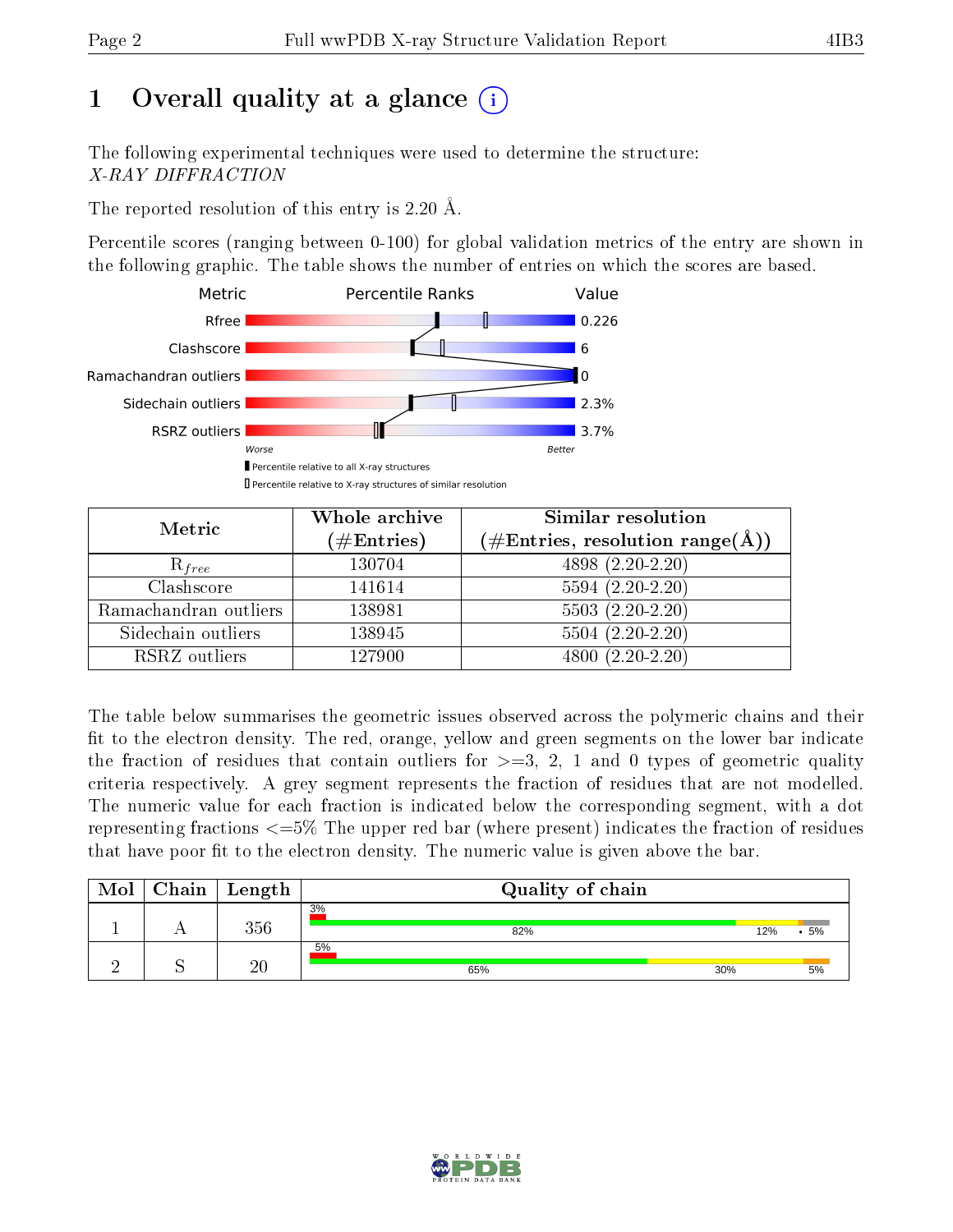# 1 Overall quality at a glance (i)

The following experimental techniques were used to determine the structure:
*X-RAY DIFFRACTION*

The reported resolution of this entry is 2.20 Å.

Percentile scores (ranging between 0-100) for global validation metrics of the entry are shown in the following graphic. The table shows the number of entries on which the scores are based.

| Metric | Value |
|---|---|
| Rfree | 0.226 |
| Clashscore | 6 |
| Ramachandran outliers | 0 |
| Sidechain outliers | 2.3% |
| RSRZ outliers | 3.7% |

Worse — Better

■ Percentile relative to all X-ray structures
□ Percentile relative to X-ray structures of similar resolution

| Metric | Whole archive (#Entries) | Similar resolution (#Entries, resolution range(Å)) |
|---|---|---|
| $R_{free}$ | 130704 | 4898 (2.20-2.20) |
| Clashscore | 141614 | 5594 (2.20-2.20) |
| Ramachandran outliers | 138981 | 5503 (2.20-2.20) |
| Sidechain outliers | 138945 | 5504 (2.20-2.20) |
| RSRZ outliers | 127900 | 4800 (2.20-2.20) |

The table below summarises the geometric issues observed across the polymeric chains and their fit to the electron density. The red, orange, yellow and green segments on the lower bar indicate the fraction of residues that contain outliers for >=3, 2, 1 and 0 types of geometric quality criteria respectively. A grey segment represents the fraction of residues that are not modelled. The numeric value for each fraction is indicated below the corresponding segment, with a dot representing fractions <=5% The upper red bar (where present) indicates the fraction of residues that have poor fit to the electron density. The numeric value is given above the bar.

| Mol | Chain | Length | Quality of chain |
|---|---|---|---|
| 1 | A | 356 | 3% / 82% / 12% / • / 5% |
| 2 | S | 20 | 5% / 65% / 30% / 5% |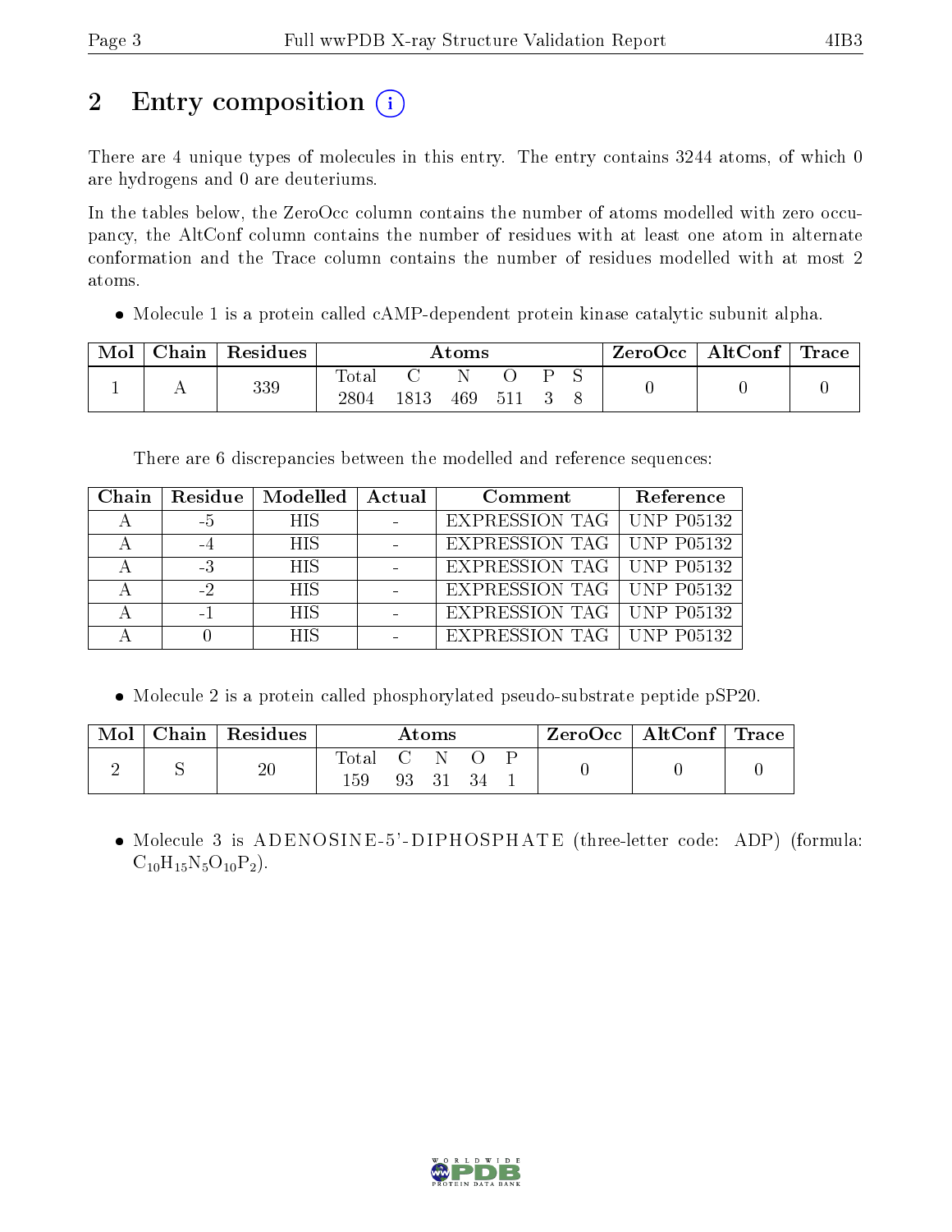# 2 Entry composition (i)

There are 4 unique types of molecules in this entry. The entry contains 3244 atoms, of which 0 are hydrogens and 0 are deuteriums.

In the tables below, the ZeroOcc column contains the number of atoms modelled with zero occupancy, the AltConf column contains the number of residues with at least one atom in alternate conformation and the Trace column contains the number of residues modelled with at most 2 atoms.

- Molecule 1 is a protein called cAMP-dependent protein kinase catalytic subunit alpha.

| Mol | Chain | Residues | Atoms | | | | | | ZeroOcc | AltConf | Trace |
|---|---|---|---|---|---|---|---|---|---|---|---|
| 1 | A | 339 | Total<br>2804 | C<br>1813 | N<br>469 | O<br>511 | P<br>3 | S<br>8 | 0 | 0 | 0 |

There are 6 discrepancies between the modelled and reference sequences:

| Chain | Residue | Modelled | Actual | Comment | Reference |
|---|---|---|---|---|---|
| A | -5 | HIS | - | EXPRESSION TAG | UNP P05132 |
| A | -4 | HIS | - | EXPRESSION TAG | UNP P05132 |
| A | -3 | HIS | - | EXPRESSION TAG | UNP P05132 |
| A | -2 | HIS | - | EXPRESSION TAG | UNP P05132 |
| A | -1 | HIS | - | EXPRESSION TAG | UNP P05132 |
| A | 0 | HIS | - | EXPRESSION TAG | UNP P05132 |

- Molecule 2 is a protein called phosphorylated pseudo-substrate peptide pSP20.

| Mol | Chain | Residues | Atoms | | | | | ZeroOcc | AltConf | Trace |
|---|---|---|---|---|---|---|---|---|---|---|
| 2 | S | 20 | Total<br>159 | C<br>93 | N<br>31 | O<br>34 | P<br>1 | 0 | 0 | 0 |

- Molecule 3 is ADENOSINE-5'-DIPHOSPHATE (three-letter code: ADP) (formula: $C_{10}H_{15}N_5O_{10}P_2$).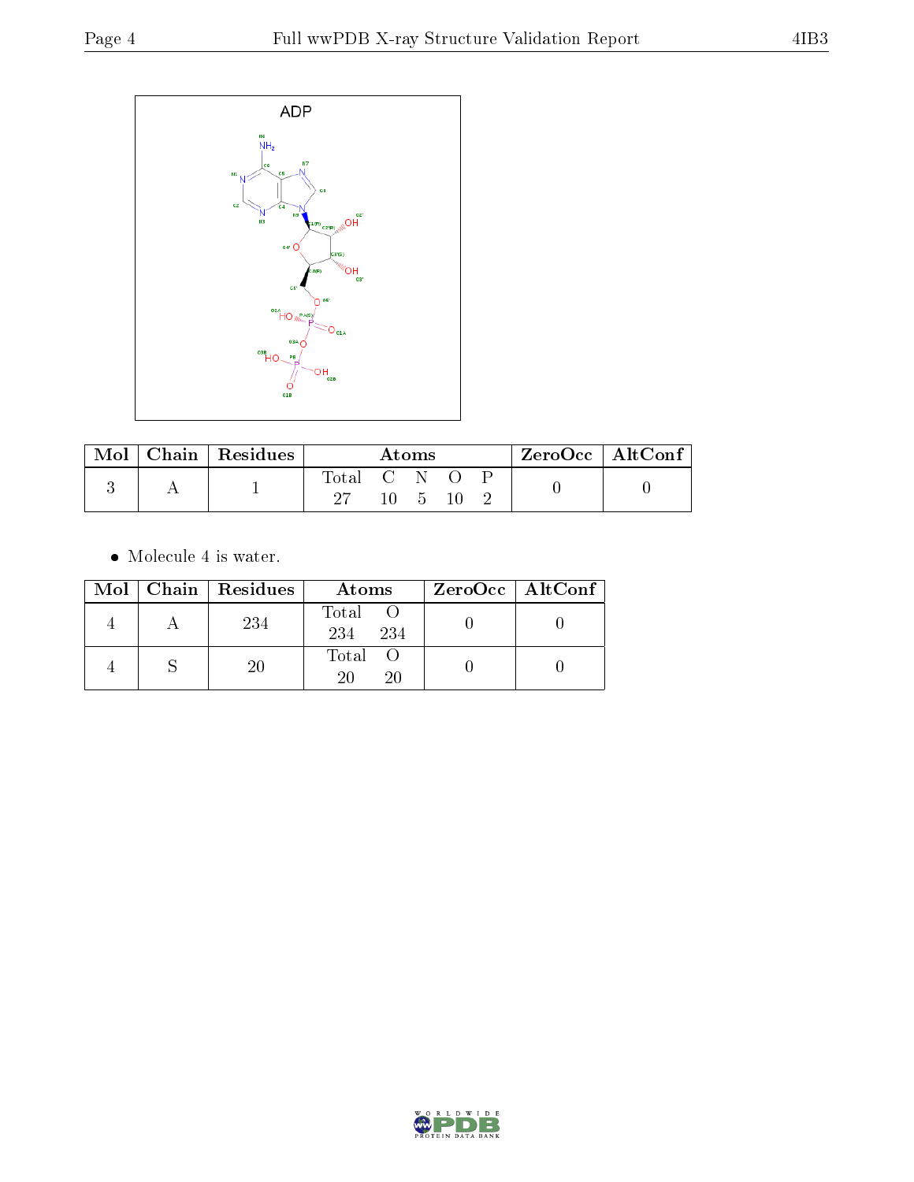| Mol | Chain | Residues | Atoms | | | | | ZeroOcc | AltConf |
|---|---|---|---|---|---|---|---|---|---|
| | | | Total | C | N | O | P | | |
| 3 | A | 1 | 27 | 10 | 5 | 10 | 2 | 0 | 0 |

- Molecule 4 is water.

| Mol | Chain | Residues | Atoms | | ZeroOcc | AltConf |
|---|---|---|---|---|---|---|
| | | | Total | O | | |
| 4 | A | 234 | 234 | 234 | 0 | 0 |
| 4 | S | 20 | 20 | 20 | 0 | 0 |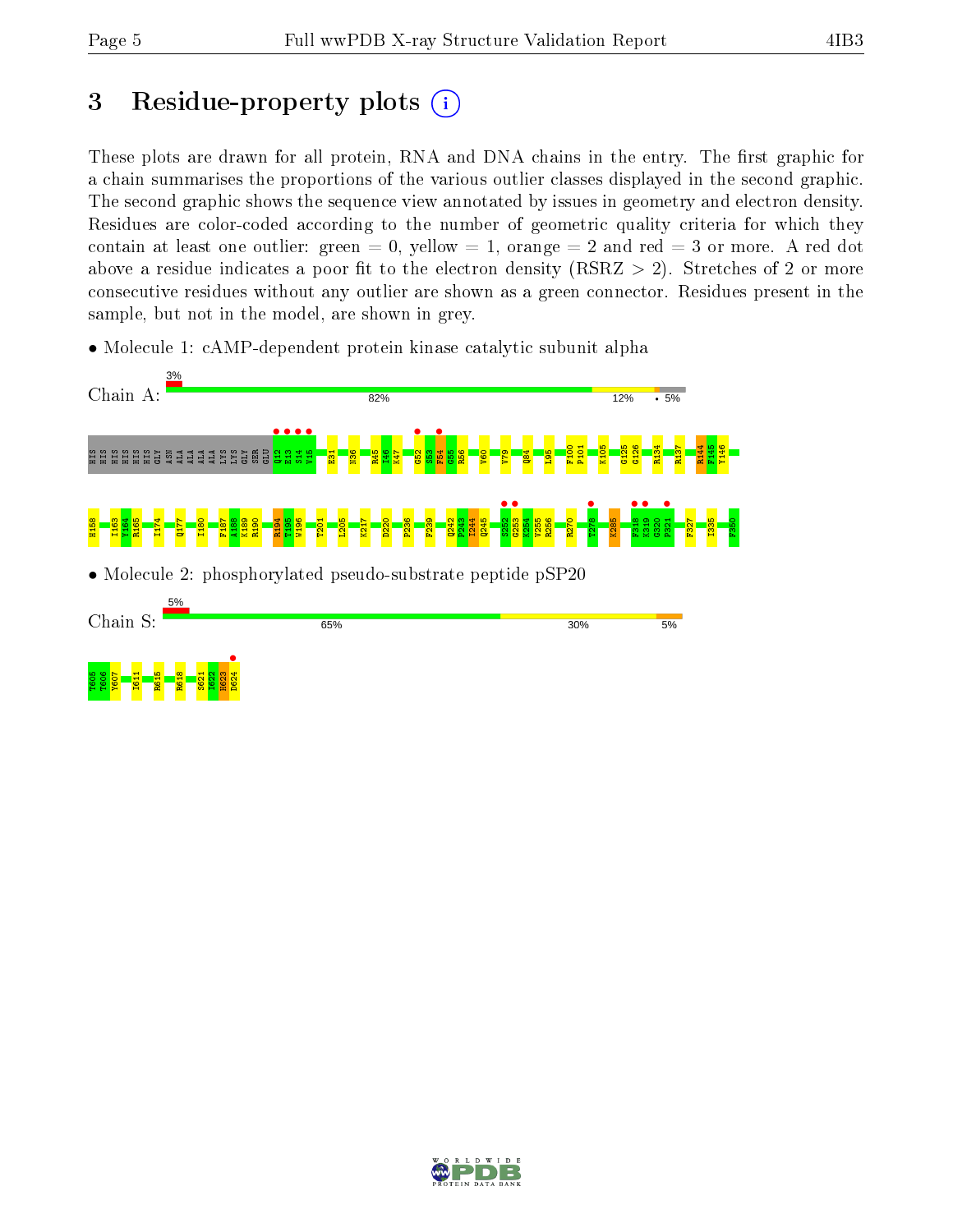# 3 Residue-property plots

These plots are drawn for all protein, RNA and DNA chains in the entry. The first graphic for a chain summarises the proportions of the various outlier classes displayed in the second graphic. The second graphic shows the sequence view annotated by issues in geometry and electron density. Residues are color-coded according to the number of geometric quality criteria for which they contain at least one outlier: green = 0, yellow = 1, orange = 2 and red = 3 or more. A red dot above a residue indicates a poor fit to the electron density (RSRZ > 2). Stretches of 2 or more consecutive residues without any outlier are shown as a green connector. Residues present in the sample, but not in the model, are shown in grey.

- Molecule 1: cAMP-dependent protein kinase catalytic subunit alpha

Chain A: 3% | 82% | 12% | • 5%

HIS HIS HIS HIS HIS HIS GLY ASN ALA ALA ALA ALA LYS LYS GLY SER GLU Q12 E13 S14 V15 E31 N36 R45 I46 K47 G52 S53 F54 G55 R56 V60 V79 Q84 L95 F100 P101 K105 G125 G126 R134 R137 R144 F145 Y146

H158 I163 Y164 R165 I174 Q177 I180 F187 A188 K189 R190 R194 T195 W196 T201 L205 K217 D220 P236 F239 Q242 F243 I244 Q245 S252 G253 K254 V255 R256 R270 T278 K285 F318 K319 G320 P321 F327 I335 F350

- Molecule 2: phosphorylated pseudo-substrate peptide pSP20

Chain S: 5% | 65% | 30% | 5%

T605 T606 Y607 I611 R615 R618 S621 I622 H623 D624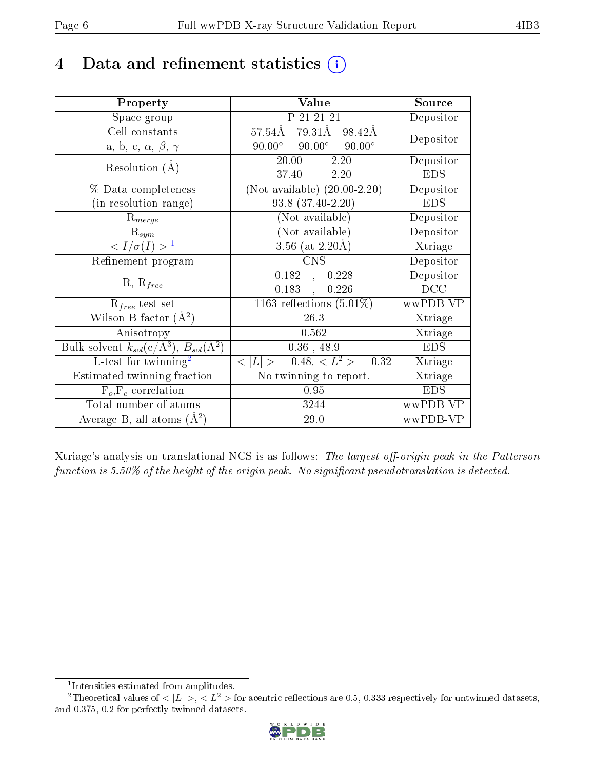# 4 Data and refinement statistics

| Property | Value | Source |
|---|---|---|
| Space group | P 21 21 21 | Depositor |
| Cell constants<br>a, b, c, $\alpha$, $\beta$, $\gamma$ | 57.54Å 79.31Å 98.42Å<br>90.00° 90.00° 90.00° | Depositor |
| Resolution (Å) | 20.00 – 2.20<br>37.40 – 2.20 | Depositor<br>EDS |
| % Data completeness<br>(in resolution range) | (Not available) (20.00-2.20)<br>93.8 (37.40-2.20) | Depositor<br>EDS |
| $R_{merge}$ | (Not available) | Depositor |
| $R_{sym}$ | (Not available) | Depositor |
| $< I/\sigma(I) >$ [1] | 3.56 (at 2.20Å) | Xtriage |
| Refinement program | CNS | Depositor |
| R, $R_{free}$ | 0.182 , 0.228<br>0.183 , 0.226 | Depositor<br>DCC |
| $R_{free}$ test set | 1163 reflections (5.01%) | wwPDB-VP |
| Wilson B-factor (Å$^2$) | 26.3 | Xtriage |
| Anisotropy | 0.562 | Xtriage |
| Bulk solvent $k_{sol}$(e/Å$^3$), $B_{sol}$(Å$^2$) | 0.36 , 48.9 | EDS |
| L-test for twinning[2] | $< \|L\| >$ = 0.48, $< L^2 >$ = 0.32 | Xtriage |
| Estimated twinning fraction | No twinning to report. | Xtriage |
| $F_o$,$F_c$ correlation | 0.95 | EDS |
| Total number of atoms | 3244 | wwPDB-VP |
| Average B, all atoms (Å$^2$) | 29.0 | wwPDB-VP |

Xtriage's analysis on translational NCS is as follows: *The largest off-origin peak in the Patterson function is 5.50% of the height of the origin peak. No significant pseudotranslation is detected.*

[1] Intensities estimated from amplitudes.

[2] Theoretical values of $< |L| >$, $< L^2 >$ for acentric reflections are 0.5, 0.333 respectively for untwinned datasets, and 0.375, 0.2 for perfectly twinned datasets.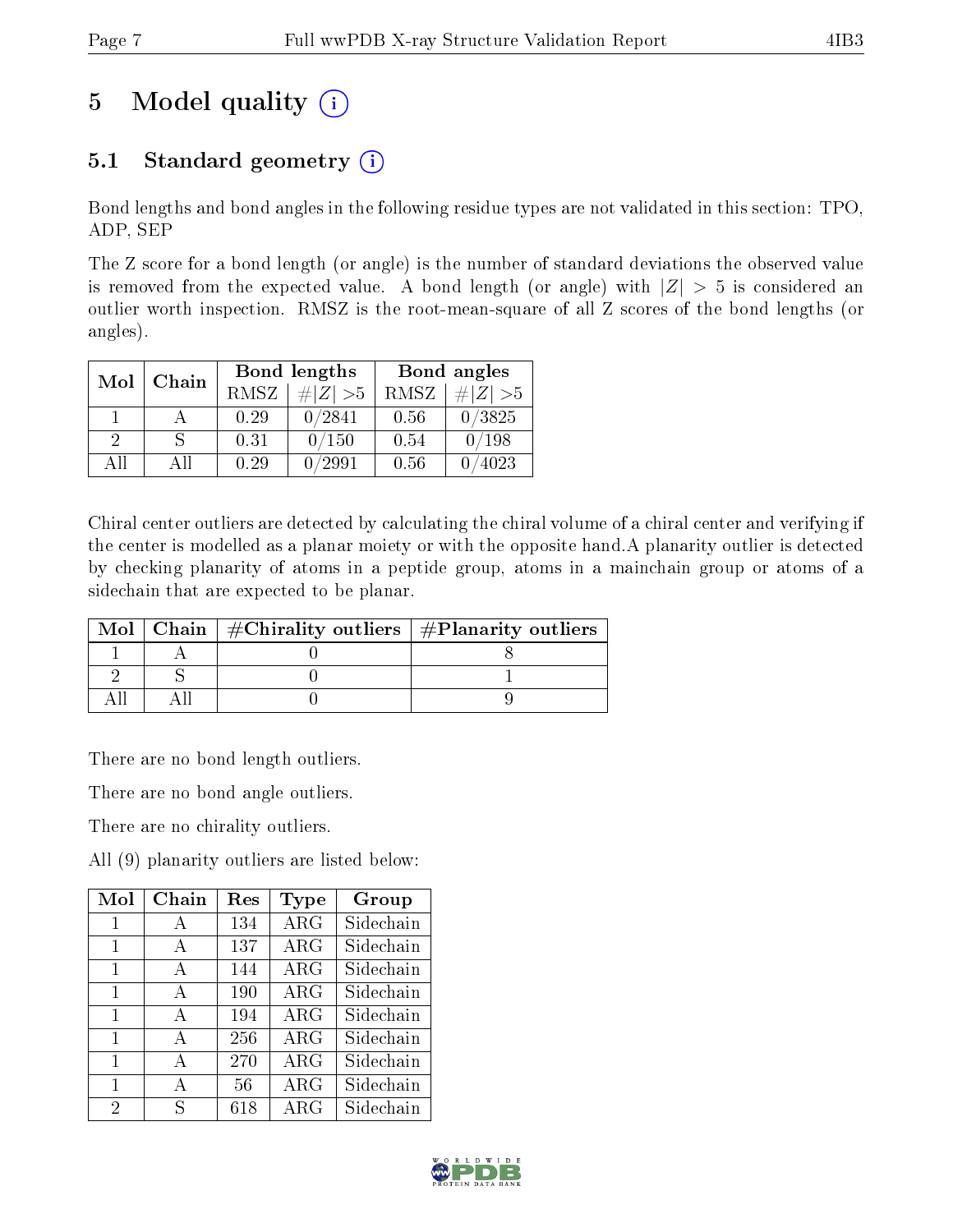# 5 Model quality (i)

## 5.1 Standard geometry (i)

Bond lengths and bond angles in the following residue types are not validated in this section: TPO, ADP, SEP

The Z score for a bond length (or angle) is the number of standard deviations the observed value is removed from the expected value. A bond length (or angle) with $|Z| > 5$ is considered an outlier worth inspection. RMSZ is the root-mean-square of all Z scores of the bond lengths (or angles).

| Mol | Chain | Bond lengths | | Bond angles | |
|---|---|---|---|---|---|
| | | RMSZ | #$\|Z\| > 5$ | RMSZ | #$\|Z\| > 5$ |
| 1 | A | 0.29 | 0/2841 | 0.56 | 0/3825 |
| 2 | S | 0.31 | 0/150 | 0.54 | 0/198 |
| All | All | 0.29 | 0/2991 | 0.56 | 0/4023 |

Chiral center outliers are detected by calculating the chiral volume of a chiral center and verifying if the center is modelled as a planar moiety or with the opposite hand.A planarity outlier is detected by checking planarity of atoms in a peptide group, atoms in a mainchain group or atoms of a sidechain that are expected to be planar.

| Mol | Chain | #Chirality outliers | #Planarity outliers |
|---|---|---|---|
| 1 | A | 0 | 8 |
| 2 | S | 0 | 1 |
| All | All | 0 | 9 |

There are no bond length outliers.

There are no bond angle outliers.

There are no chirality outliers.

All (9) planarity outliers are listed below:

| Mol | Chain | Res | Type | Group |
|---|---|---|---|---|
| 1 | A | 134 | ARG | Sidechain |
| 1 | A | 137 | ARG | Sidechain |
| 1 | A | 144 | ARG | Sidechain |
| 1 | A | 190 | ARG | Sidechain |
| 1 | A | 194 | ARG | Sidechain |
| 1 | A | 256 | ARG | Sidechain |
| 1 | A | 270 | ARG | Sidechain |
| 1 | A | 56 | ARG | Sidechain |
| 2 | S | 618 | ARG | Sidechain |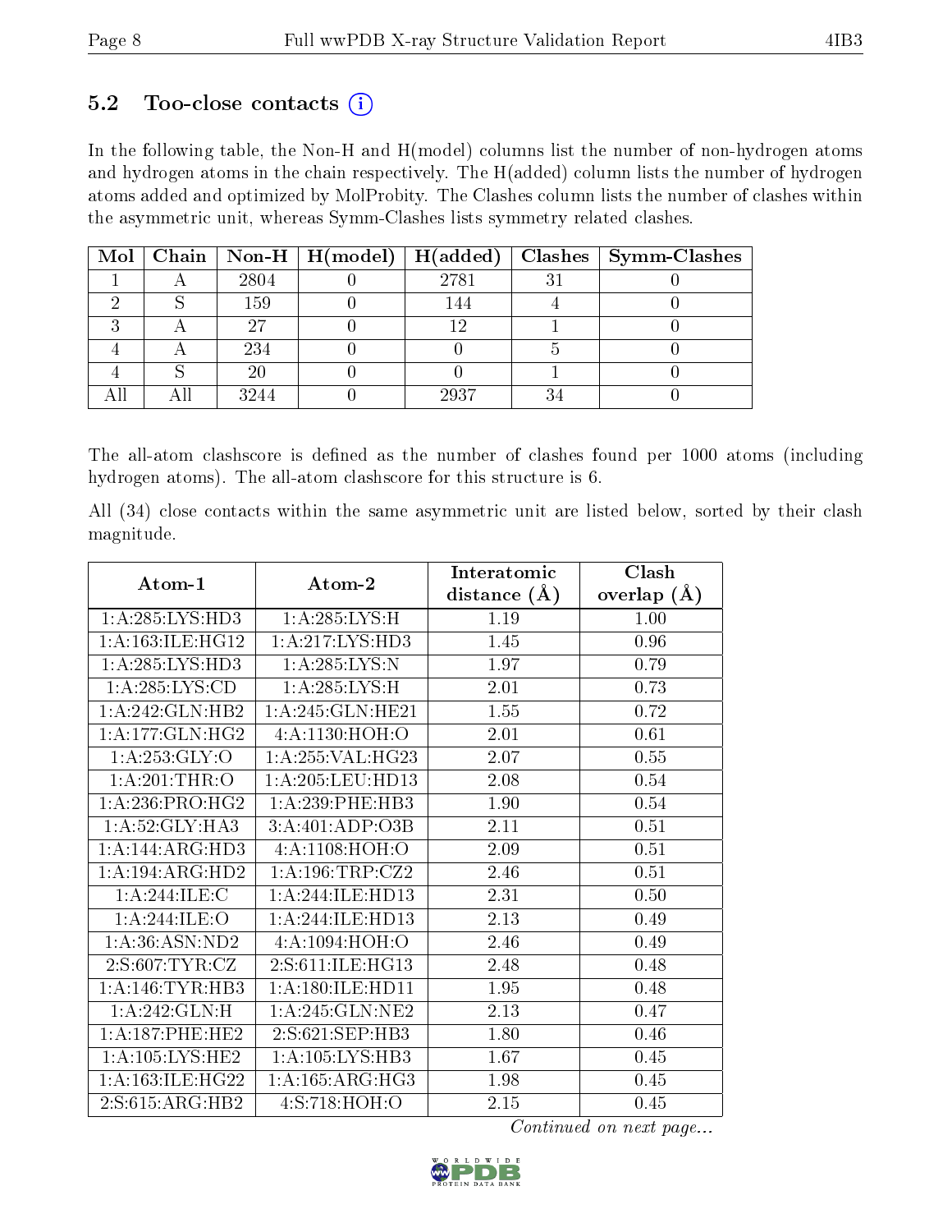## 5.2 Too-close contacts (i)

In the following table, the Non-H and H(model) columns list the number of non-hydrogen atoms and hydrogen atoms in the chain respectively. The H(added) column lists the number of hydrogen atoms added and optimized by MolProbity. The Clashes column lists the number of clashes within the asymmetric unit, whereas Symm-Clashes lists symmetry related clashes.

| Mol | Chain | Non-H | H(model) | H(added) | Clashes | Symm-Clashes |
|---|---|---|---|---|---|---|
| 1 | A | 2804 | 0 | 2781 | 31 | 0 |
| 2 | S | 159 | 0 | 144 | 4 | 0 |
| 3 | A | 27 | 0 | 12 | 1 | 0 |
| 4 | A | 234 | 0 | 0 | 5 | 0 |
| 4 | S | 20 | 0 | 0 | 1 | 0 |
| All | All | 3244 | 0 | 2937 | 34 | 0 |

The all-atom clashscore is defined as the number of clashes found per 1000 atoms (including hydrogen atoms). The all-atom clashscore for this structure is 6.

All (34) close contacts within the same asymmetric unit are listed below, sorted by their clash magnitude.

| Atom-1 | Atom-2 | Interatomic distance (Å) | Clash overlap (Å) |
|---|---|---|---|
| 1:A:285:LYS:HD3 | 1:A:285:LYS:H | 1.19 | 1.00 |
| 1:A:163:ILE:HG12 | 1:A:217:LYS:HD3 | 1.45 | 0.96 |
| 1:A:285:LYS:HD3 | 1:A:285:LYS:N | 1.97 | 0.79 |
| 1:A:285:LYS:CD | 1:A:285:LYS:H | 2.01 | 0.73 |
| 1:A:242:GLN:HB2 | 1:A:245:GLN:HE21 | 1.55 | 0.72 |
| 1:A:177:GLN:HG2 | 4:A:1130:HOH:O | 2.01 | 0.61 |
| 1:A:253:GLY:O | 1:A:255:VAL:HG23 | 2.07 | 0.55 |
| 1:A:201:THR:O | 1:A:205:LEU:HD13 | 2.08 | 0.54 |
| 1:A:236:PRO:HG2 | 1:A:239:PHE:HB3 | 1.90 | 0.54 |
| 1:A:52:GLY:HA3 | 3:A:401:ADP:O3B | 2.11 | 0.51 |
| 1:A:144:ARG:HD3 | 4:A:1108:HOH:O | 2.09 | 0.51 |
| 1:A:194:ARG:HD2 | 1:A:196:TRP:CZ2 | 2.46 | 0.51 |
| 1:A:244:ILE:C | 1:A:244:ILE:HD13 | 2.31 | 0.50 |
| 1:A:244:ILE:O | 1:A:244:ILE:HD13 | 2.13 | 0.49 |
| 1:A:36:ASN:ND2 | 4:A:1094:HOH:O | 2.46 | 0.49 |
| 2:S:607:TYR:CZ | 2:S:611:ILE:HG13 | 2.48 | 0.48 |
| 1:A:146:TYR:HB3 | 1:A:180:ILE:HD11 | 1.95 | 0.48 |
| 1:A:242:GLN:H | 1:A:245:GLN:NE2 | 2.13 | 0.47 |
| 1:A:187:PHE:HE2 | 2:S:621:SEP:HB3 | 1.80 | 0.46 |
| 1:A:105:LYS:HE2 | 1:A:105:LYS:HB3 | 1.67 | 0.45 |
| 1:A:163:ILE:HG22 | 1:A:165:ARG:HG3 | 1.98 | 0.45 |
| 2:S:615:ARG:HB2 | 4:S:718:HOH:O | 2.15 | 0.45 |

*Continued on next page...*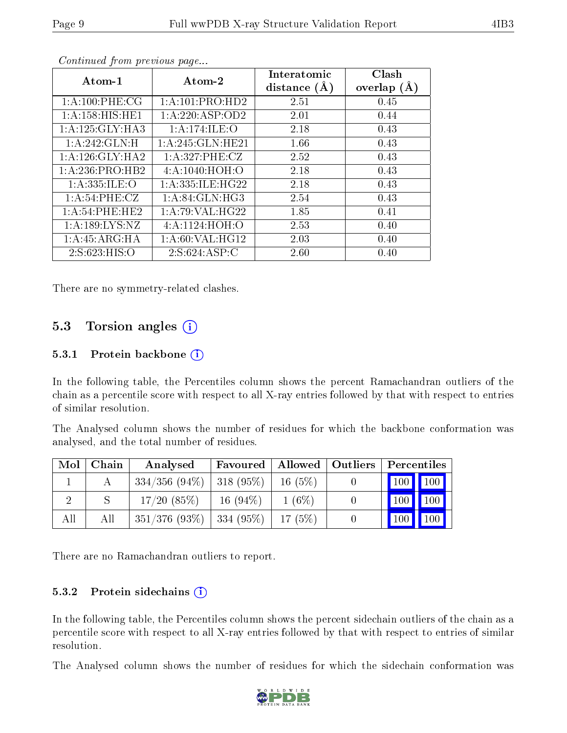*Continued from previous page...*

| Atom-1 | Atom-2 | Interatomic distance (Å) | Clash overlap (Å) |
|---|---|---|---|
| 1:A:100:PHE:CG | 1:A:101:PRO:HD2 | 2.51 | 0.45 |
| 1:A:158:HIS:HE1 | 1:A:220:ASP:OD2 | 2.01 | 0.44 |
| 1:A:125:GLY:HA3 | 1:A:174:ILE:O | 2.18 | 0.43 |
| 1:A:242:GLN:H | 1:A:245:GLN:HE21 | 1.66 | 0.43 |
| 1:A:126:GLY:HA2 | 1:A:327:PHE:CZ | 2.52 | 0.43 |
| 1:A:236:PRO:HB2 | 4:A:1040:HOH:O | 2.18 | 0.43 |
| 1:A:335:ILE:O | 1:A:335:ILE:HG22 | 2.18 | 0.43 |
| 1:A:54:PHE:CZ | 1:A:84:GLN:HG3 | 2.54 | 0.43 |
| 1:A:54:PHE:HE2 | 1:A:79:VAL:HG22 | 1.85 | 0.41 |
| 1:A:189:LYS:NZ | 4:A:1124:HOH:O | 2.53 | 0.40 |
| 1:A:45:ARG:HA | 1:A:60:VAL:HG12 | 2.03 | 0.40 |
| 2:S:623:HIS:O | 2:S:624:ASP:C | 2.60 | 0.40 |

There are no symmetry-related clashes.

## 5.3 Torsion angles

### 5.3.1 Protein backbone

In the following table, the Percentiles column shows the percent Ramachandran outliers of the chain as a percentile score with respect to all X-ray entries followed by that with respect to entries of similar resolution.

The Analysed column shows the number of residues for which the backbone conformation was analysed, and the total number of residues.

| Mol | Chain | Analysed | Favoured | Allowed | Outliers | Percentiles | |
|---|---|---|---|---|---|---|---|
| 1 | A | 334/356 (94%) | 318 (95%) | 16 (5%) | 0 | 100 | 100 |
| 2 | S | 17/20 (85%) | 16 (94%) | 1 (6%) | 0 | 100 | 100 |
| All | All | 351/376 (93%) | 334 (95%) | 17 (5%) | 0 | 100 | 100 |

There are no Ramachandran outliers to report.

### 5.3.2 Protein sidechains

In the following table, the Percentiles column shows the percent sidechain outliers of the chain as a percentile score with respect to all X-ray entries followed by that with respect to entries of similar resolution.

The Analysed column shows the number of residues for which the sidechain conformation was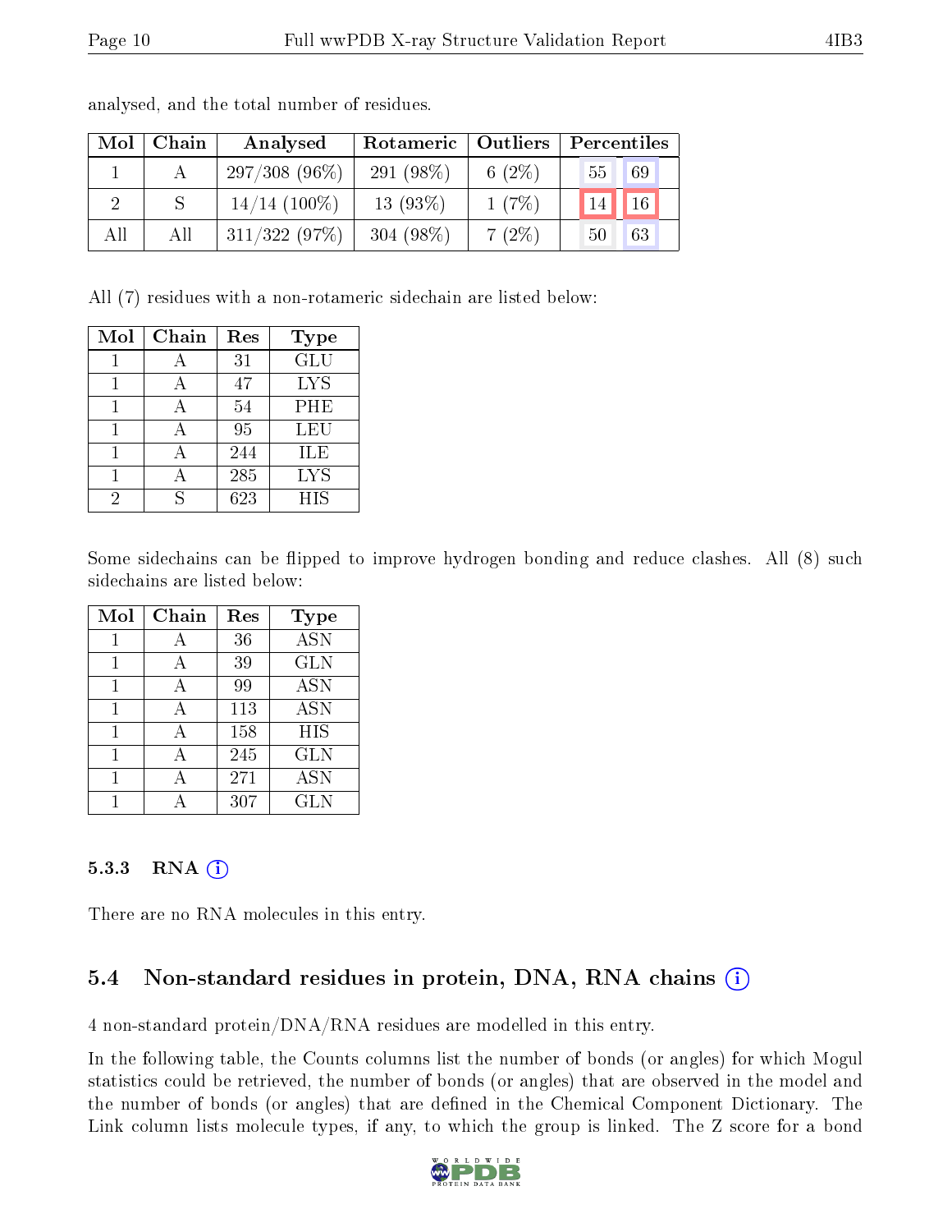analysed, and the total number of residues.

| Mol | Chain | Analysed | Rotameric | Outliers | Percentiles | |
|---|---|---|---|---|---|---|
| 1 | A | 297/308 (96%) | 291 (98%) | 6 (2%) | 55 | 69 |
| 2 | S | 14/14 (100%) | 13 (93%) | 1 (7%) | 14 | 16 |
| All | All | 311/322 (97%) | 304 (98%) | 7 (2%) | 50 | 63 |

All (7) residues with a non-rotameric sidechain are listed below:

| Mol | Chain | Res | Type |
|---|---|---|---|
| 1 | A | 31 | GLU |
| 1 | A | 47 | LYS |
| 1 | A | 54 | PHE |
| 1 | A | 95 | LEU |
| 1 | A | 244 | ILE |
| 1 | A | 285 | LYS |
| 2 | S | 623 | HIS |

Some sidechains can be flipped to improve hydrogen bonding and reduce clashes. All (8) such sidechains are listed below:

| Mol | Chain | Res | Type |
|---|---|---|---|
| 1 | A | 36 | ASN |
| 1 | A | 39 | GLN |
| 1 | A | 99 | ASN |
| 1 | A | 113 | ASN |
| 1 | A | 158 | HIS |
| 1 | A | 245 | GLN |
| 1 | A | 271 | ASN |
| 1 | A | 307 | GLN |

### 5.3.3 RNA

There are no RNA molecules in this entry.

## 5.4 Non-standard residues in protein, DNA, RNA chains

4 non-standard protein/DNA/RNA residues are modelled in this entry.

In the following table, the Counts columns list the number of bonds (or angles) for which Mogul statistics could be retrieved, the number of bonds (or angles) that are observed in the model and the number of bonds (or angles) that are defined in the Chemical Component Dictionary. The Link column lists molecule types, if any, to which the group is linked. The Z score for a bond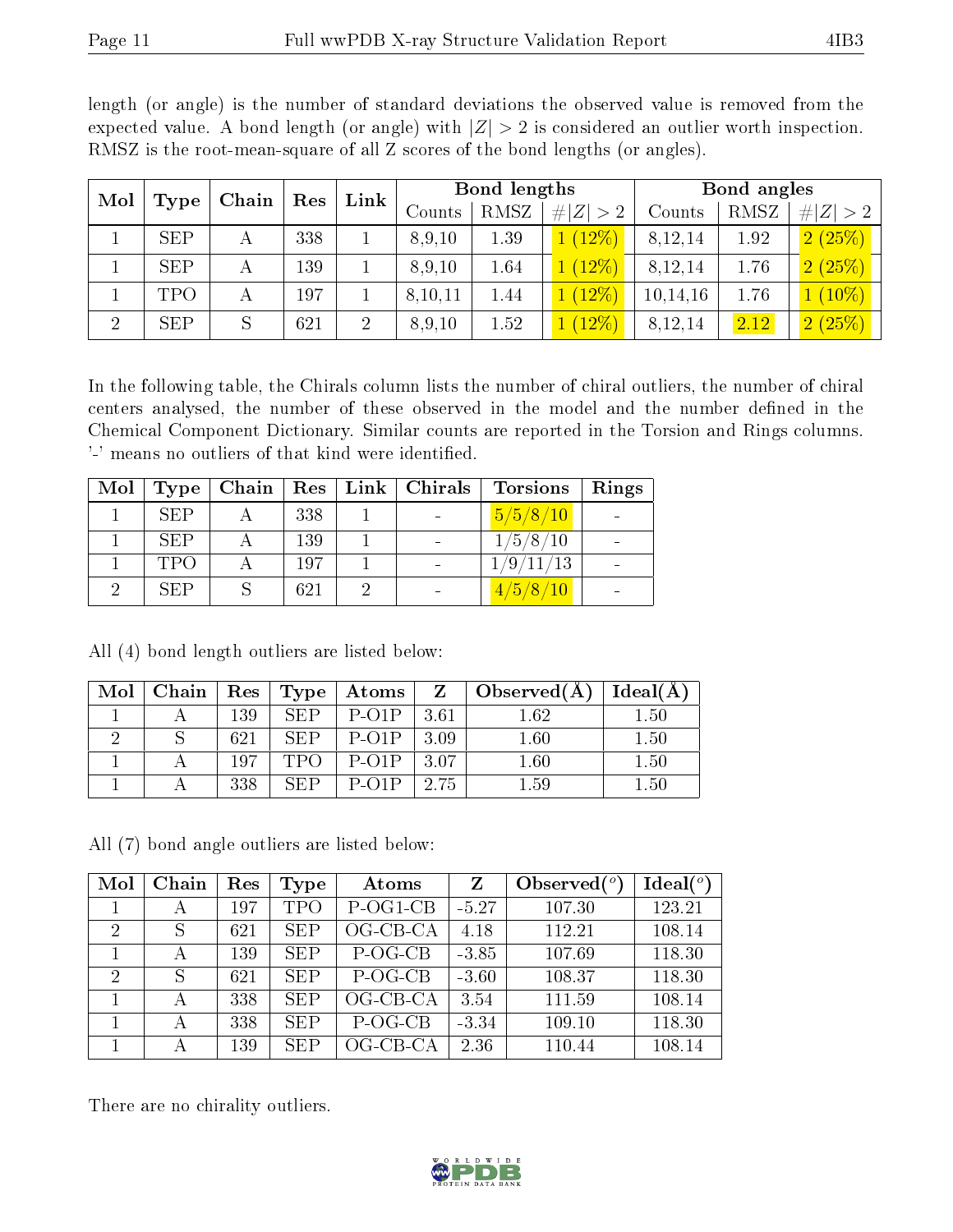length (or angle) is the number of standard deviations the observed value is removed from the expected value. A bond length (or angle) with $|Z| > 2$ is considered an outlier worth inspection. RMSZ is the root-mean-square of all Z scores of the bond lengths (or angles).

| Mol | Type | Chain | Res | Link | Bond lengths | | | Bond angles | | |
|---|---|---|---|---|---|---|---|---|---|---|
| | | | | | Counts | RMSZ | #\|Z\| > 2 | Counts | RMSZ | #\|Z\| > 2 |
| 1 | SEP | A | 338 | 1 | 8,9,10 | 1.39 | 1 (12%) | 8,12,14 | 1.92 | 2 (25%) |
| 1 | SEP | A | 139 | 1 | 8,9,10 | 1.64 | 1 (12%) | 8,12,14 | 1.76 | 2 (25%) |
| 1 | TPO | A | 197 | 1 | 8,10,11 | 1.44 | 1 (12%) | 10,14,16 | 1.76 | 1 (10%) |
| 2 | SEP | S | 621 | 2 | 8,9,10 | 1.52 | 1 (12%) | 8,12,14 | 2.12 | 2 (25%) |

In the following table, the Chirals column lists the number of chiral outliers, the number of chiral centers analysed, the number of these observed in the model and the number defined in the Chemical Component Dictionary. Similar counts are reported in the Torsion and Rings columns. '-' means no outliers of that kind were identified.

| Mol | Type | Chain | Res | Link | Chirals | Torsions | Rings |
|---|---|---|---|---|---|---|---|
| 1 | SEP | A | 338 | 1 | - | 5/5/8/10 | - |
| 1 | SEP | A | 139 | 1 | - | 1/5/8/10 | - |
| 1 | TPO | A | 197 | 1 | - | 1/9/11/13 | - |
| 2 | SEP | S | 621 | 2 | - | 4/5/8/10 | - |

All (4) bond length outliers are listed below:

| Mol | Chain | Res | Type | Atoms | Z | Observed(Å) | Ideal(Å) |
|---|---|---|---|---|---|---|---|
| 1 | A | 139 | SEP | P-O1P | 3.61 | 1.62 | 1.50 |
| 2 | S | 621 | SEP | P-O1P | 3.09 | 1.60 | 1.50 |
| 1 | A | 197 | TPO | P-O1P | 3.07 | 1.60 | 1.50 |
| 1 | A | 338 | SEP | P-O1P | 2.75 | 1.59 | 1.50 |

All (7) bond angle outliers are listed below:

| Mol | Chain | Res | Type | Atoms | Z | Observed(°) | Ideal(°) |
|---|---|---|---|---|---|---|---|
| 1 | A | 197 | TPO | P-OG1-CB | -5.27 | 107.30 | 123.21 |
| 2 | S | 621 | SEP | OG-CB-CA | 4.18 | 112.21 | 108.14 |
| 1 | A | 139 | SEP | P-OG-CB | -3.85 | 107.69 | 118.30 |
| 2 | S | 621 | SEP | P-OG-CB | -3.60 | 108.37 | 118.30 |
| 1 | A | 338 | SEP | OG-CB-CA | 3.54 | 111.59 | 108.14 |
| 1 | A | 338 | SEP | P-OG-CB | -3.34 | 109.10 | 118.30 |
| 1 | A | 139 | SEP | OG-CB-CA | 2.36 | 110.44 | 108.14 |

There are no chirality outliers.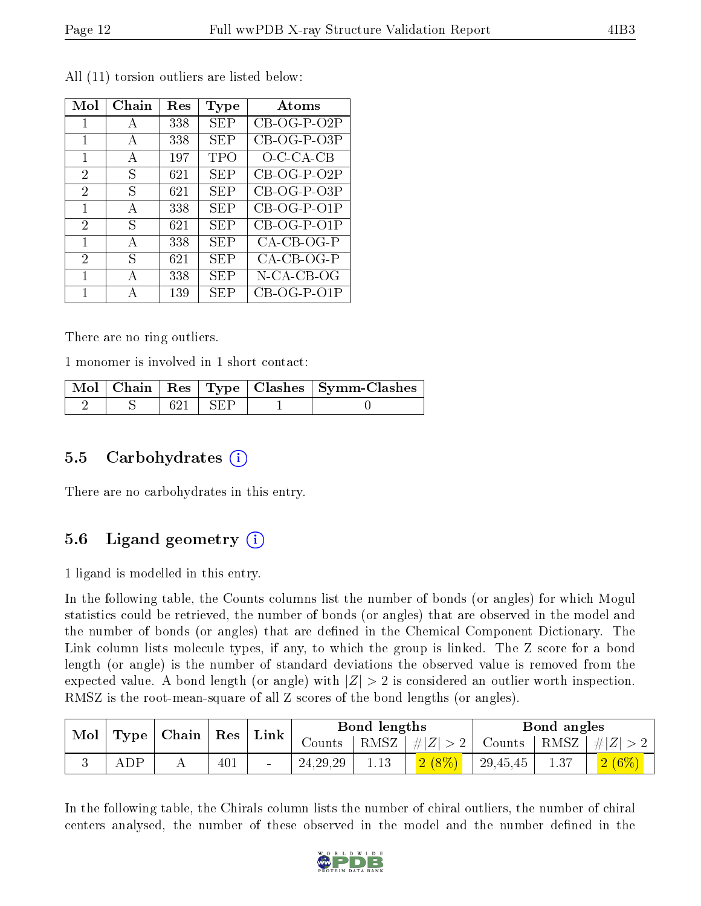All (11) torsion outliers are listed below:

| Mol | Chain | Res | Type | Atoms |
|---|---|---|---|---|
| 1 | A | 338 | SEP | CB-OG-P-O2P |
| 1 | A | 338 | SEP | CB-OG-P-O3P |
| 1 | A | 197 | TPO | O-C-CA-CB |
| 2 | S | 621 | SEP | CB-OG-P-O2P |
| 2 | S | 621 | SEP | CB-OG-P-O3P |
| 1 | A | 338 | SEP | CB-OG-P-O1P |
| 2 | S | 621 | SEP | CB-OG-P-O1P |
| 1 | A | 338 | SEP | CA-CB-OG-P |
| 2 | S | 621 | SEP | CA-CB-OG-P |
| 1 | A | 338 | SEP | N-CA-CB-OG |
| 1 | A | 139 | SEP | CB-OG-P-O1P |

There are no ring outliers.

1 monomer is involved in 1 short contact:

| Mol | Chain | Res | Type | Clashes | Symm-Clashes |
|---|---|---|---|---|---|
| 2 | S | 621 | SEP | 1 | 0 |

## 5.5 Carbohydrates (i)

There are no carbohydrates in this entry.

## 5.6 Ligand geometry (i)

1 ligand is modelled in this entry.

In the following table, the Counts columns list the number of bonds (or angles) for which Mogul statistics could be retrieved, the number of bonds (or angles) that are observed in the model and the number of bonds (or angles) that are defined in the Chemical Component Dictionary. The Link column lists molecule types, if any, to which the group is linked. The Z score for a bond length (or angle) is the number of standard deviations the observed value is removed from the expected value. A bond length (or angle) with $|Z| > 2$ is considered an outlier worth inspection. RMSZ is the root-mean-square of all Z scores of the bond lengths (or angles).

| Mol | Type | Chain | Res | Link | Bond lengths | | | Bond angles | | |
|---|---|---|---|---|---|---|---|---|---|---|
| | | | | | Counts | RMSZ | $\#\|Z\| > 2$ | Counts | RMSZ | $\#\|Z\| > 2$ |
| 3 | ADP | A | 401 | - | 24,29,29 | 1.13 | 2 (8%) | 29,45,45 | 1.37 | 2 (6%) |

In the following table, the Chirals column lists the number of chiral outliers, the number of chiral centers analysed, the number of these observed in the model and the number defined in the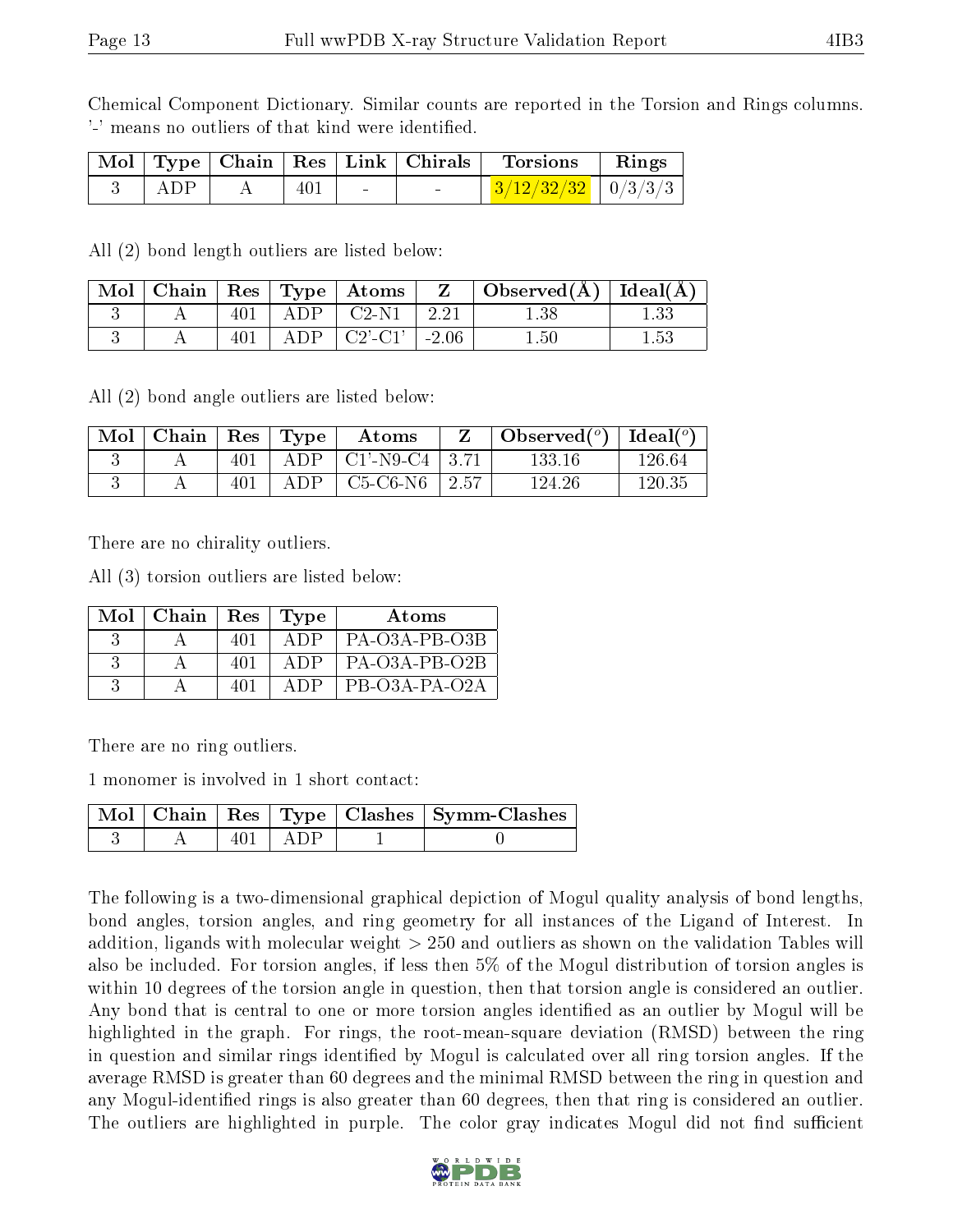Chemical Component Dictionary. Similar counts are reported in the Torsion and Rings columns. '-' means no outliers of that kind were identified.

| Mol | Type | Chain | Res | Link | Chirals | Torsions | Rings |
|---|---|---|---|---|---|---|---|
| 3 | ADP | A | 401 | - | - | 3/12/32/32 | 0/3/3/3 |

All (2) bond length outliers are listed below:

| Mol | Chain | Res | Type | Atoms | Z | Observed(Å) | Ideal(Å) |
|---|---|---|---|---|---|---|---|
| 3 | A | 401 | ADP | C2-N1 | 2.21 | 1.38 | 1.33 |
| 3 | A | 401 | ADP | C2'-C1' | -2.06 | 1.50 | 1.53 |

All (2) bond angle outliers are listed below:

| Mol | Chain | Res | Type | Atoms | Z | Observed(°) | Ideal(°) |
|---|---|---|---|---|---|---|---|
| 3 | A | 401 | ADP | C1'-N9-C4 | 3.71 | 133.16 | 126.64 |
| 3 | A | 401 | ADP | C5-C6-N6 | 2.57 | 124.26 | 120.35 |

There are no chirality outliers.

All (3) torsion outliers are listed below:

| Mol | Chain | Res | Type | Atoms |
|---|---|---|---|---|
| 3 | A | 401 | ADP | PA-O3A-PB-O3B |
| 3 | A | 401 | ADP | PA-O3A-PB-O2B |
| 3 | A | 401 | ADP | PB-O3A-PA-O2A |

There are no ring outliers.

1 monomer is involved in 1 short contact:

| Mol | Chain | Res | Type | Clashes | Symm-Clashes |
|---|---|---|---|---|---|
| 3 | A | 401 | ADP | 1 | 0 |

The following is a two-dimensional graphical depiction of Mogul quality analysis of bond lengths, bond angles, torsion angles, and ring geometry for all instances of the Ligand of Interest. In addition, ligands with molecular weight > 250 and outliers as shown on the validation Tables will also be included. For torsion angles, if less then 5% of the Mogul distribution of torsion angles is within 10 degrees of the torsion angle in question, then that torsion angle is considered an outlier. Any bond that is central to one or more torsion angles identified as an outlier by Mogul will be highlighted in the graph. For rings, the root-mean-square deviation (RMSD) between the ring in question and similar rings identified by Mogul is calculated over all ring torsion angles. If the average RMSD is greater than 60 degrees and the minimal RMSD between the ring in question and any Mogul-identified rings is also greater than 60 degrees, then that ring is considered an outlier. The outliers are highlighted in purple. The color gray indicates Mogul did not find sufficient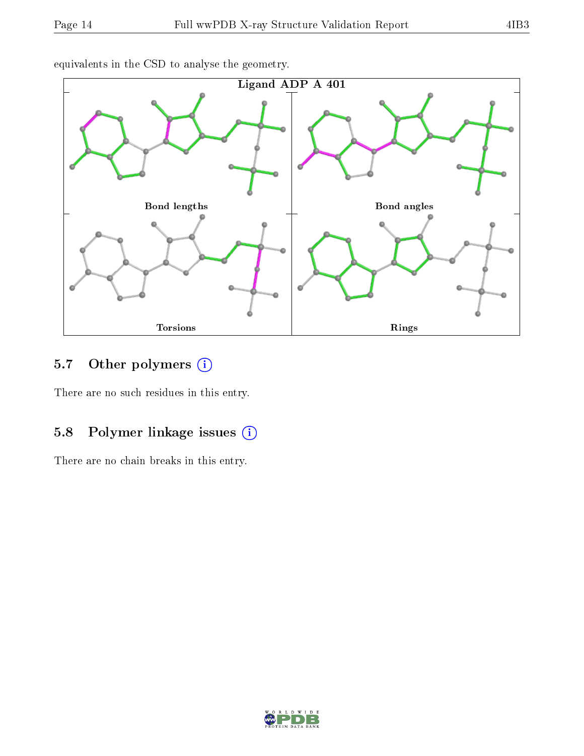equivalents in the CSD to analyse the geometry.

Ligand ADP A 401

Bond lengths

Bond angles

Torsions

Rings

## 5.7 Other polymers

There are no such residues in this entry.

## 5.8 Polymer linkage issues

There are no chain breaks in this entry.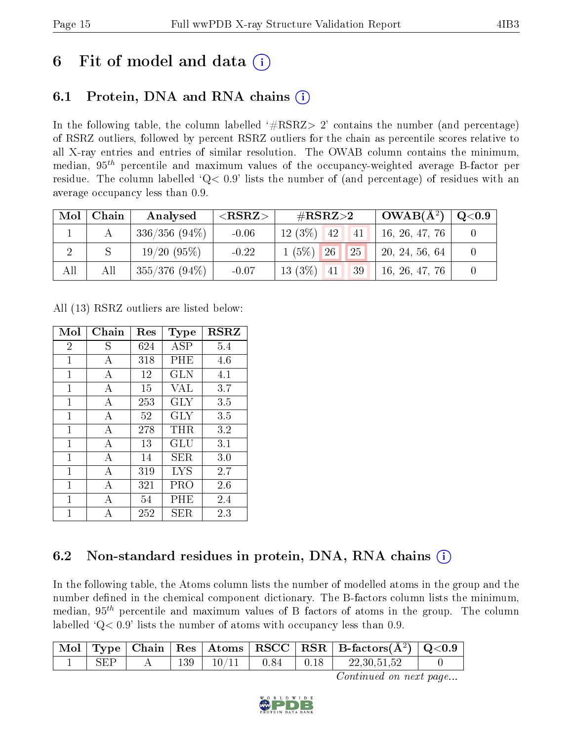# 6 Fit of model and data

## 6.1 Protein, DNA and RNA chains

In the following table, the column labelled '#RSRZ> 2' contains the number (and percentage) of RSRZ outliers, followed by percent RSRZ outliers for the chain as percentile scores relative to all X-ray entries and entries of similar resolution. The OWAB column contains the minimum, median, $95^{th}$ percentile and maximum values of the occupancy-weighted average B-factor per residue. The column labelled 'Q< 0.9' lists the number of (and percentage) of residues with an average occupancy less than 0.9.

| Mol | Chain | Analysed | <RSRZ> | #RSRZ>2 | | | OWAB(Å$^2$) | Q<0.9 |
|---|---|---|---|---|---|---|---|---|
| 1 | A | 336/356 (94%) | -0.06 | 12 (3%) | 42 | 41 | 16, 26, 47, 76 | 0 |
| 2 | S | 19/20 (95%) | -0.22 | 1 (5%) | 26 | 25 | 20, 24, 56, 64 | 0 |
| All | All | 355/376 (94%) | -0.07 | 13 (3%) | 41 | 39 | 16, 26, 47, 76 | 0 |

All (13) RSRZ outliers are listed below:

| Mol | Chain | Res | Type | RSRZ |
|---|---|---|---|---|
| 2 | S | 624 | ASP | 5.4 |
| 1 | A | 318 | PHE | 4.6 |
| 1 | A | 12 | GLN | 4.1 |
| 1 | A | 15 | VAL | 3.7 |
| 1 | A | 253 | GLY | 3.5 |
| 1 | A | 52 | GLY | 3.5 |
| 1 | A | 278 | THR | 3.2 |
| 1 | A | 13 | GLU | 3.1 |
| 1 | A | 14 | SER | 3.0 |
| 1 | A | 319 | LYS | 2.7 |
| 1 | A | 321 | PRO | 2.6 |
| 1 | A | 54 | PHE | 2.4 |
| 1 | A | 252 | SER | 2.3 |

## 6.2 Non-standard residues in protein, DNA, RNA chains

In the following table, the Atoms column lists the number of modelled atoms in the group and the number defined in the chemical component dictionary. The B-factors column lists the minimum, median, $95^{th}$ percentile and maximum values of B factors of atoms in the group. The column labelled 'Q< 0.9' lists the number of atoms with occupancy less than 0.9.

| Mol | Type | Chain | Res | Atoms | RSCC | RSR | B-factors(Å$^2$) | Q<0.9 |
|---|---|---|---|---|---|---|---|---|
| 1 | SEP | A | 139 | 10/11 | 0.84 | 0.18 | 22,30,51,52 | 0 |

*Continued on next page...*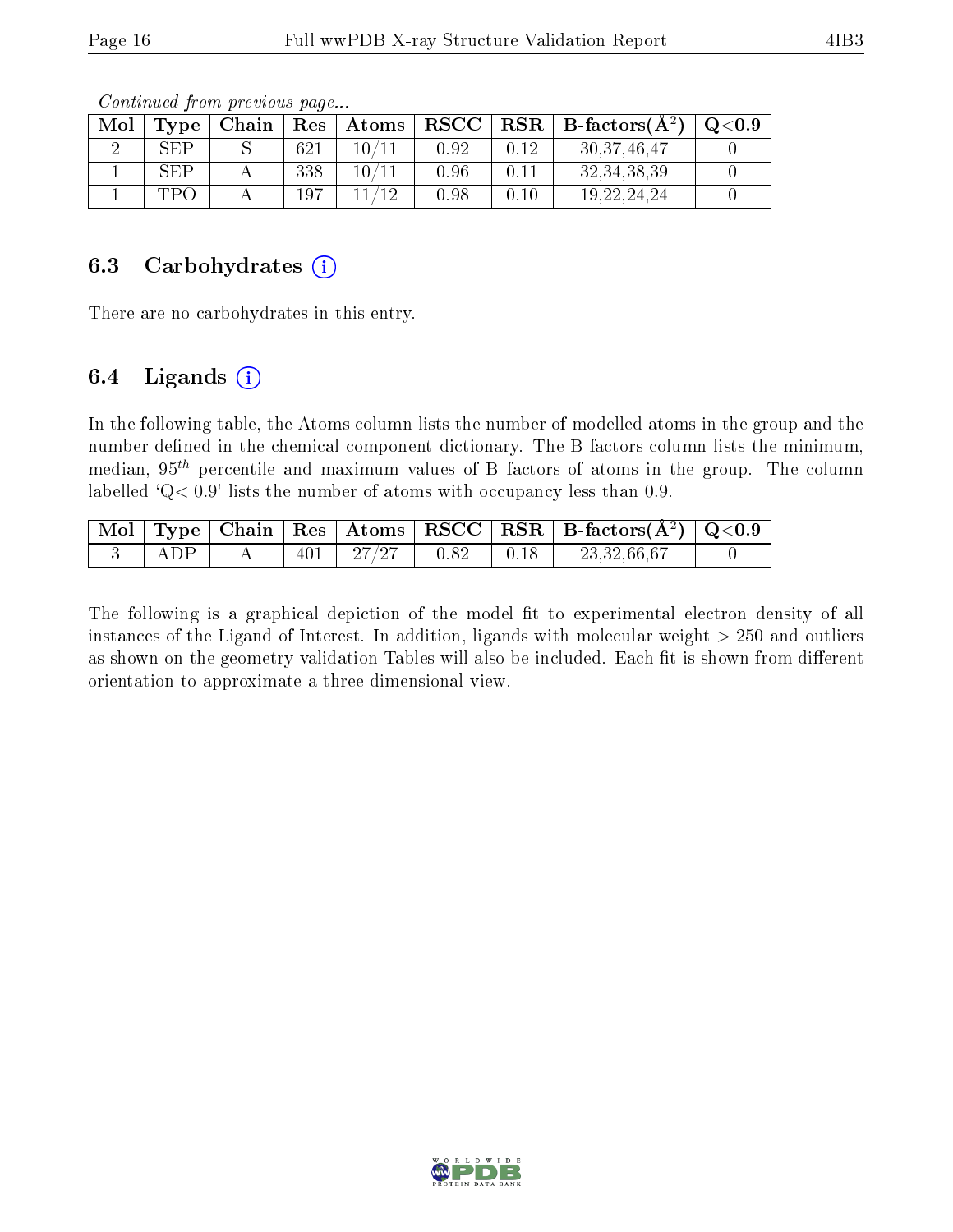*Continued from previous page...*

| Mol | Type | Chain | Res | Atoms | RSCC | RSR | B-factors(Å$^2$) | Q<0.9 |
|---|---|---|---|---|---|---|---|---|
| 2 | SEP | S | 621 | 10/11 | 0.92 | 0.12 | 30,37,46,47 | 0 |
| 1 | SEP | A | 338 | 10/11 | 0.96 | 0.11 | 32,34,38,39 | 0 |
| 1 | TPO | A | 197 | 11/12 | 0.98 | 0.10 | 19,22,24,24 | 0 |

### 6.3 Carbohydrates

There are no carbohydrates in this entry.

### 6.4 Ligands

In the following table, the Atoms column lists the number of modelled atoms in the group and the number defined in the chemical component dictionary. The B-factors column lists the minimum, median, $95^{th}$ percentile and maximum values of B factors of atoms in the group. The column labelled 'Q< 0.9' lists the number of atoms with occupancy less than 0.9.

| Mol | Type | Chain | Res | Atoms | RSCC | RSR | B-factors(Å$^2$) | Q<0.9 |
|---|---|---|---|---|---|---|---|---|
| 3 | ADP | A | 401 | 27/27 | 0.82 | 0.18 | 23,32,66,67 | 0 |

The following is a graphical depiction of the model fit to experimental electron density of all instances of the Ligand of Interest. In addition, ligands with molecular weight > 250 and outliers as shown on the geometry validation Tables will also be included. Each fit is shown from different orientation to approximate a three-dimensional view.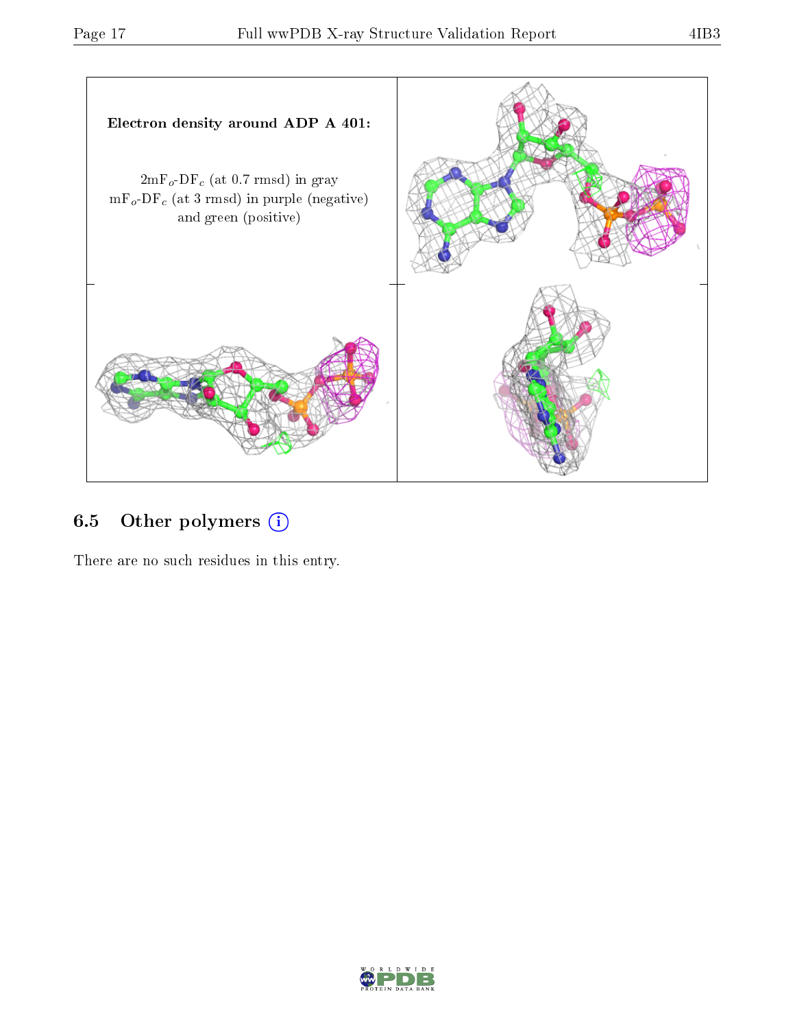**Electron density around ADP A 401:**

$2mF_o$-$DF_c$ (at 0.7 rmsd) in gray
$mF_o$-$DF_c$ (at 3 rmsd) in purple (negative)
and green (positive)

## 6.5 Other polymers

There are no such residues in this entry.